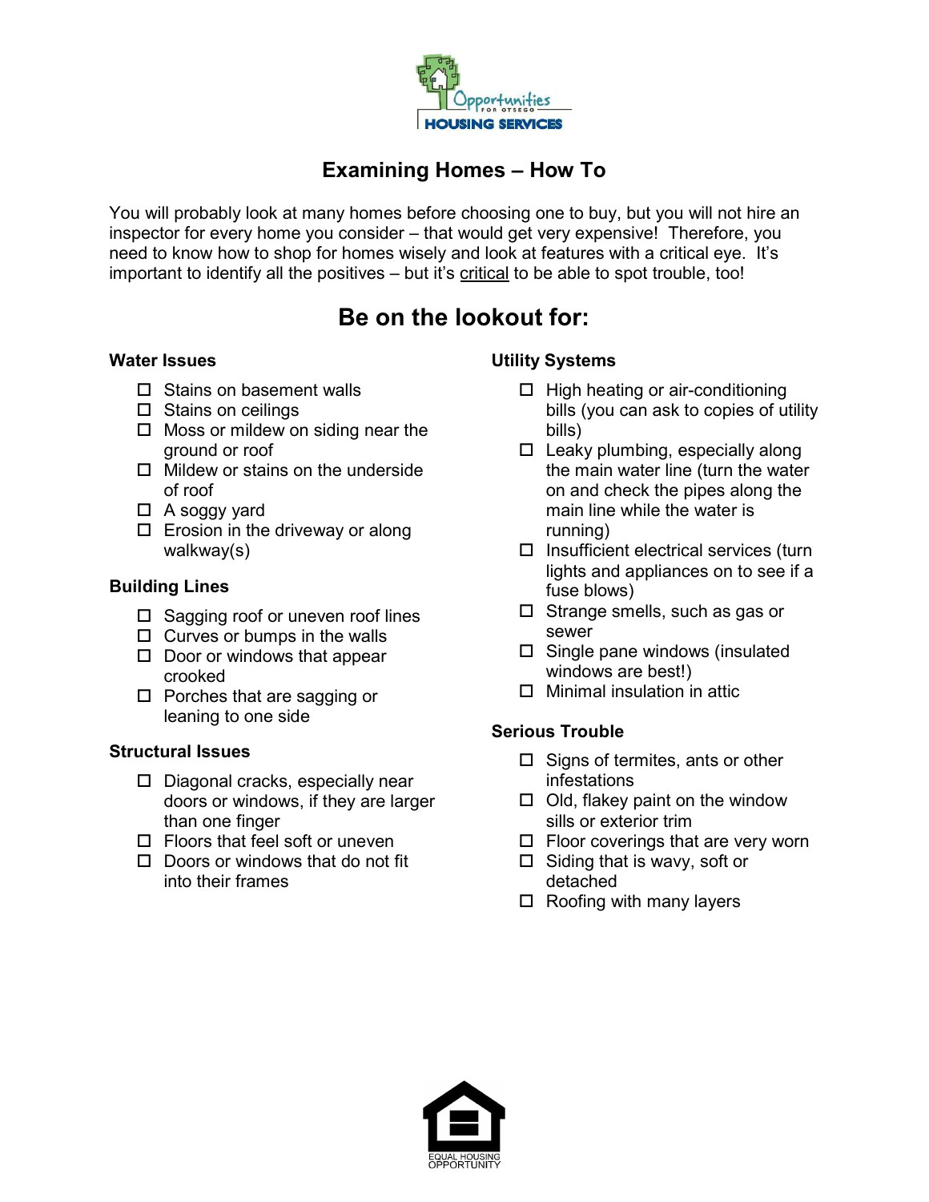Opportunities for Otsego

HOUSING SERVICES

# Examining Homes – How To

You will probably look at many homes before choosing one to buy, but you will not hire an inspector for every home you consider – that would get very expensive! Therefore, you need to know how to shop for homes wisely and look at features with a critical eye. It's important to identify all the positives – but it's critical to be able to spot trouble, too!

## Be on the lookout for:

### Water Issues

- ☐ Stains on basement walls
- ☐ Stains on ceilings
- ☐ Moss or mildew on siding near the ground or roof
- ☐ Mildew or stains on the underside of roof
- ☐ A soggy yard
- ☐ Erosion in the driveway or along walkway(s)

### Building Lines

- ☐ Sagging roof or uneven roof lines
- ☐ Curves or bumps in the walls
- ☐ Door or windows that appear crooked
- ☐ Porches that are sagging or leaning to one side

### Structural Issues

- ☐ Diagonal cracks, especially near doors or windows, if they are larger than one finger
- ☐ Floors that feel soft or uneven
- ☐ Doors or windows that do not fit into their frames

### Utility Systems

- ☐ High heating or air-conditioning bills (you can ask to copies of utility bills)
- ☐ Leaky plumbing, especially along the main water line (turn the water on and check the pipes along the main line while the water is running)
- ☐ Insufficient electrical services (turn lights and appliances on to see if a fuse blows)
- ☐ Strange smells, such as gas or sewer
- ☐ Single pane windows (insulated windows are best!)
- ☐ Minimal insulation in attic

### Serious Trouble

- ☐ Signs of termites, ants or other infestations
- ☐ Old, flakey paint on the window sills or exterior trim
- ☐ Floor coverings that are very worn
- ☐ Siding that is wavy, soft or detached
- ☐ Roofing with many layers

EQUAL HOUSING OPPORTUNITY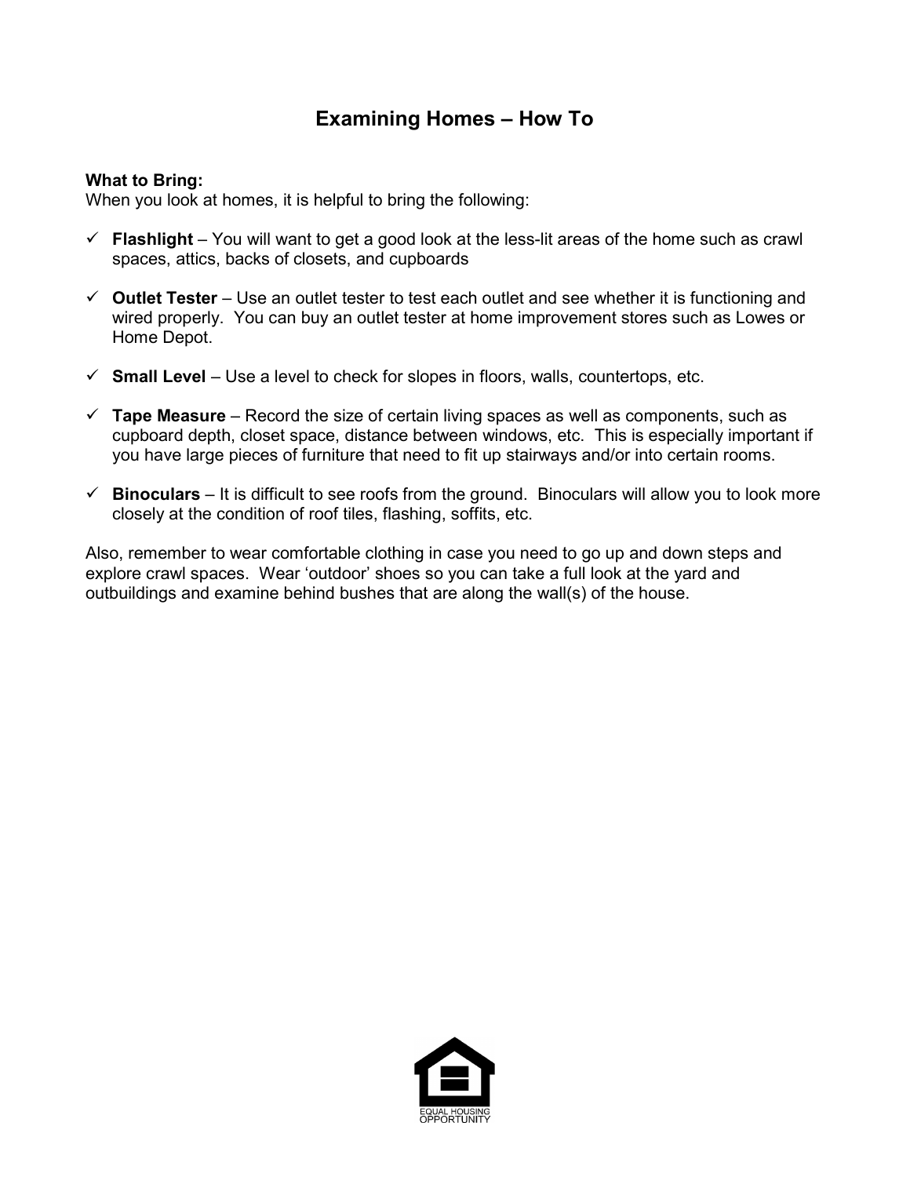# Examining Homes – How To

**What to Bring:**
When you look at homes, it is helpful to bring the following:

- ✓ **Flashlight** – You will want to get a good look at the less-lit areas of the home such as crawl spaces, attics, backs of closets, and cupboards
- ✓ **Outlet Tester** – Use an outlet tester to test each outlet and see whether it is functioning and wired properly. You can buy an outlet tester at home improvement stores such as Lowes or Home Depot.
- ✓ **Small Level** – Use a level to check for slopes in floors, walls, countertops, etc.
- ✓ **Tape Measure** – Record the size of certain living spaces as well as components, such as cupboard depth, closet space, distance between windows, etc. This is especially important if you have large pieces of furniture that need to fit up stairways and/or into certain rooms.
- ✓ **Binoculars** – It is difficult to see roofs from the ground. Binoculars will allow you to look more closely at the condition of roof tiles, flashing, soffits, etc.

Also, remember to wear comfortable clothing in case you need to go up and down steps and explore crawl spaces. Wear 'outdoor' shoes so you can take a full look at the yard and outbuildings and examine behind bushes that are along the wall(s) of the house.

EQUAL HOUSING OPPORTUNITY